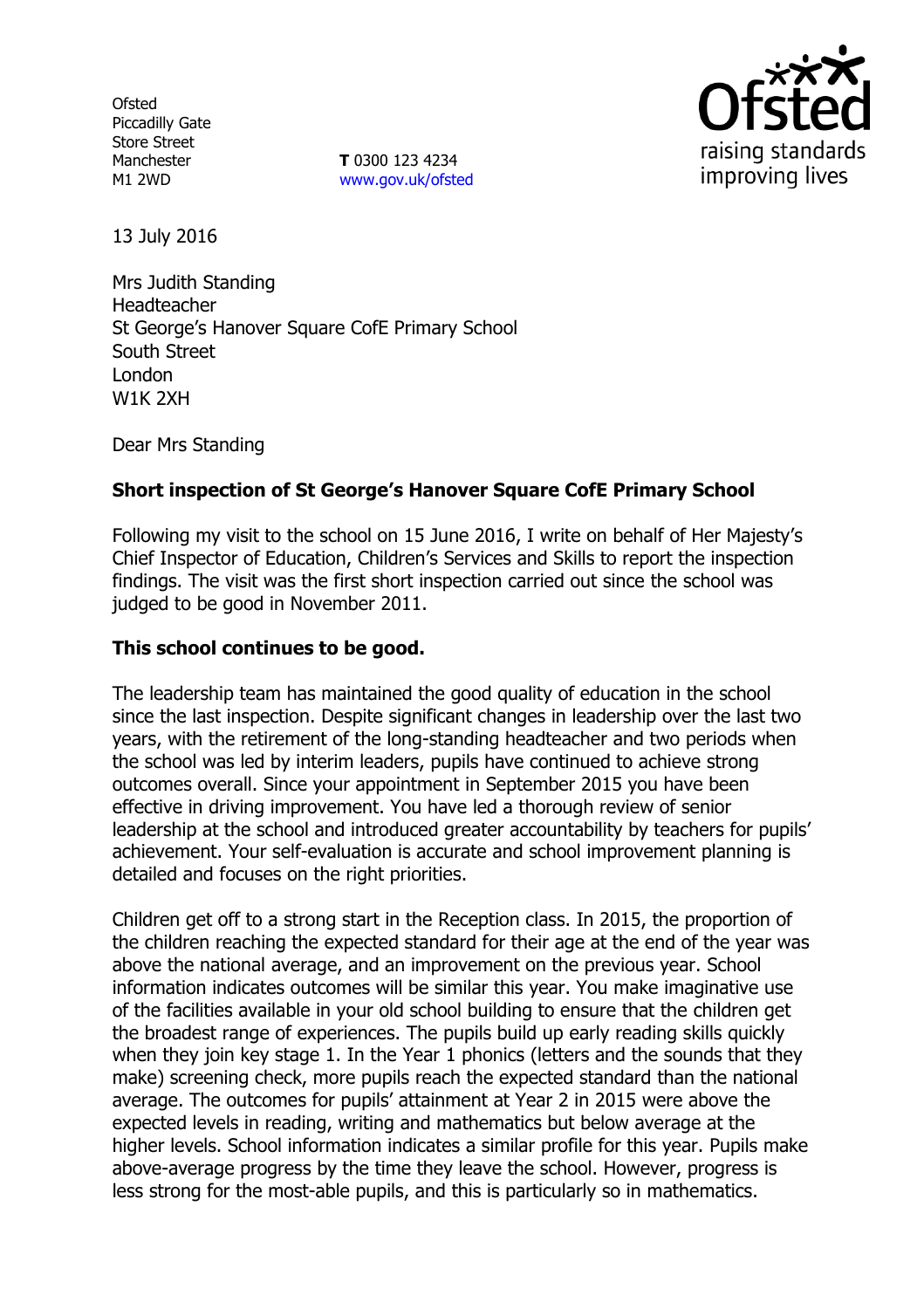Ofsted
Piccadilly Gate
Store Street
Manchester
M1 2WD

**T** 0300 123 4234
www.gov.uk/ofsted

13 July 2016

Mrs Judith Standing
Headteacher
St George's Hanover Square CofE Primary School
South Street
London
W1K 2XH

Dear Mrs Standing

**Short inspection of St George's Hanover Square CofE Primary School**

Following my visit to the school on 15 June 2016, I write on behalf of Her Majesty's Chief Inspector of Education, Children's Services and Skills to report the inspection findings. The visit was the first short inspection carried out since the school was judged to be good in November 2011.

**This school continues to be good.**

The leadership team has maintained the good quality of education in the school since the last inspection. Despite significant changes in leadership over the last two years, with the retirement of the long-standing headteacher and two periods when the school was led by interim leaders, pupils have continued to achieve strong outcomes overall. Since your appointment in September 2015 you have been effective in driving improvement. You have led a thorough review of senior leadership at the school and introduced greater accountability by teachers for pupils' achievement. Your self-evaluation is accurate and school improvement planning is detailed and focuses on the right priorities.

Children get off to a strong start in the Reception class. In 2015, the proportion of the children reaching the expected standard for their age at the end of the year was above the national average, and an improvement on the previous year. School information indicates outcomes will be similar this year. You make imaginative use of the facilities available in your old school building to ensure that the children get the broadest range of experiences. The pupils build up early reading skills quickly when they join key stage 1. In the Year 1 phonics (letters and the sounds that they make) screening check, more pupils reach the expected standard than the national average. The outcomes for pupils' attainment at Year 2 in 2015 were above the expected levels in reading, writing and mathematics but below average at the higher levels. School information indicates a similar profile for this year. Pupils make above-average progress by the time they leave the school. However, progress is less strong for the most-able pupils, and this is particularly so in mathematics.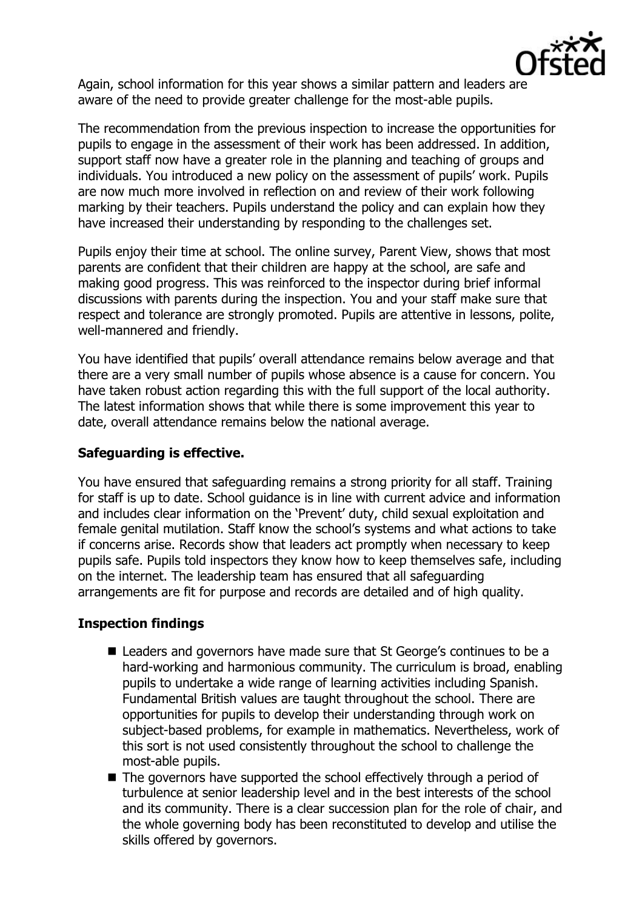Again, school information for this year shows a similar pattern and leaders are aware of the need to provide greater challenge for the most-able pupils.

The recommendation from the previous inspection to increase the opportunities for pupils to engage in the assessment of their work has been addressed. In addition, support staff now have a greater role in the planning and teaching of groups and individuals. You introduced a new policy on the assessment of pupils' work. Pupils are now much more involved in reflection on and review of their work following marking by their teachers. Pupils understand the policy and can explain how they have increased their understanding by responding to the challenges set.

Pupils enjoy their time at school. The online survey, Parent View, shows that most parents are confident that their children are happy at the school, are safe and making good progress. This was reinforced to the inspector during brief informal discussions with parents during the inspection. You and your staff make sure that respect and tolerance are strongly promoted. Pupils are attentive in lessons, polite, well-mannered and friendly.

You have identified that pupils' overall attendance remains below average and that there are a very small number of pupils whose absence is a cause for concern. You have taken robust action regarding this with the full support of the local authority. The latest information shows that while there is some improvement this year to date, overall attendance remains below the national average.

## Safeguarding is effective.

You have ensured that safeguarding remains a strong priority for all staff. Training for staff is up to date. School guidance is in line with current advice and information and includes clear information on the 'Prevent' duty, child sexual exploitation and female genital mutilation. Staff know the school's systems and what actions to take if concerns arise. Records show that leaders act promptly when necessary to keep pupils safe. Pupils told inspectors they know how to keep themselves safe, including on the internet. The leadership team has ensured that all safeguarding arrangements are fit for purpose and records are detailed and of high quality.

## Inspection findings

- Leaders and governors have made sure that St George's continues to be a hard-working and harmonious community. The curriculum is broad, enabling pupils to undertake a wide range of learning activities including Spanish. Fundamental British values are taught throughout the school. There are opportunities for pupils to develop their understanding through work on subject-based problems, for example in mathematics. Nevertheless, work of this sort is not used consistently throughout the school to challenge the most-able pupils.
- The governors have supported the school effectively through a period of turbulence at senior leadership level and in the best interests of the school and its community. There is a clear succession plan for the role of chair, and the whole governing body has been reconstituted to develop and utilise the skills offered by governors.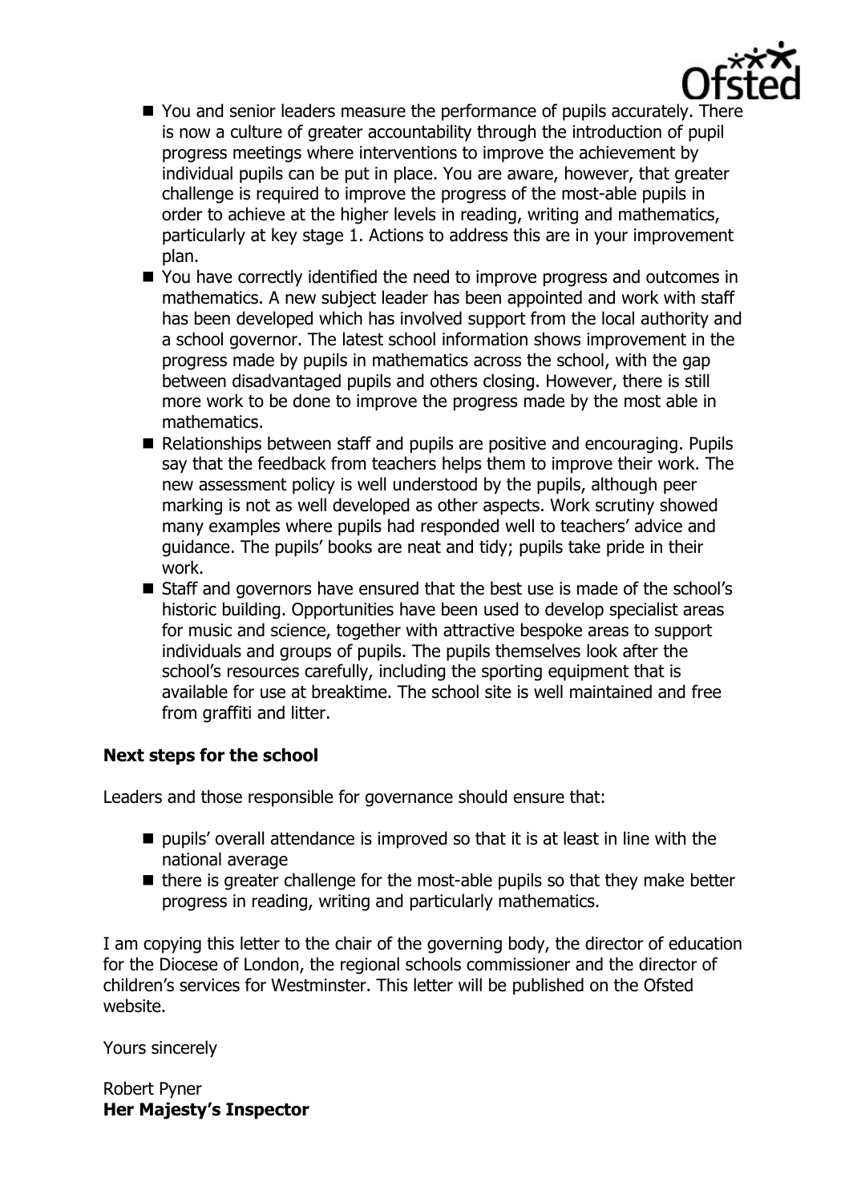- You and senior leaders measure the performance of pupils accurately. There is now a culture of greater accountability through the introduction of pupil progress meetings where interventions to improve the achievement by individual pupils can be put in place. You are aware, however, that greater challenge is required to improve the progress of the most-able pupils in order to achieve at the higher levels in reading, writing and mathematics, particularly at key stage 1. Actions to address this are in your improvement plan.
- You have correctly identified the need to improve progress and outcomes in mathematics. A new subject leader has been appointed and work with staff has been developed which has involved support from the local authority and a school governor. The latest school information shows improvement in the progress made by pupils in mathematics across the school, with the gap between disadvantaged pupils and others closing. However, there is still more work to be done to improve the progress made by the most able in mathematics.
- Relationships between staff and pupils are positive and encouraging. Pupils say that the feedback from teachers helps them to improve their work. The new assessment policy is well understood by the pupils, although peer marking is not as well developed as other aspects. Work scrutiny showed many examples where pupils had responded well to teachers' advice and guidance. The pupils' books are neat and tidy; pupils take pride in their work.
- Staff and governors have ensured that the best use is made of the school's historic building. Opportunities have been used to develop specialist areas for music and science, together with attractive bespoke areas to support individuals and groups of pupils. The pupils themselves look after the school's resources carefully, including the sporting equipment that is available for use at breaktime. The school site is well maintained and free from graffiti and litter.

**Next steps for the school**

Leaders and those responsible for governance should ensure that:

- pupils' overall attendance is improved so that it is at least in line with the national average
- there is greater challenge for the most-able pupils so that they make better progress in reading, writing and particularly mathematics.

I am copying this letter to the chair of the governing body, the director of education for the Diocese of London, the regional schools commissioner and the director of children's services for Westminster. This letter will be published on the Ofsted website.

Yours sincerely

Robert Pyner
**Her Majesty's Inspector**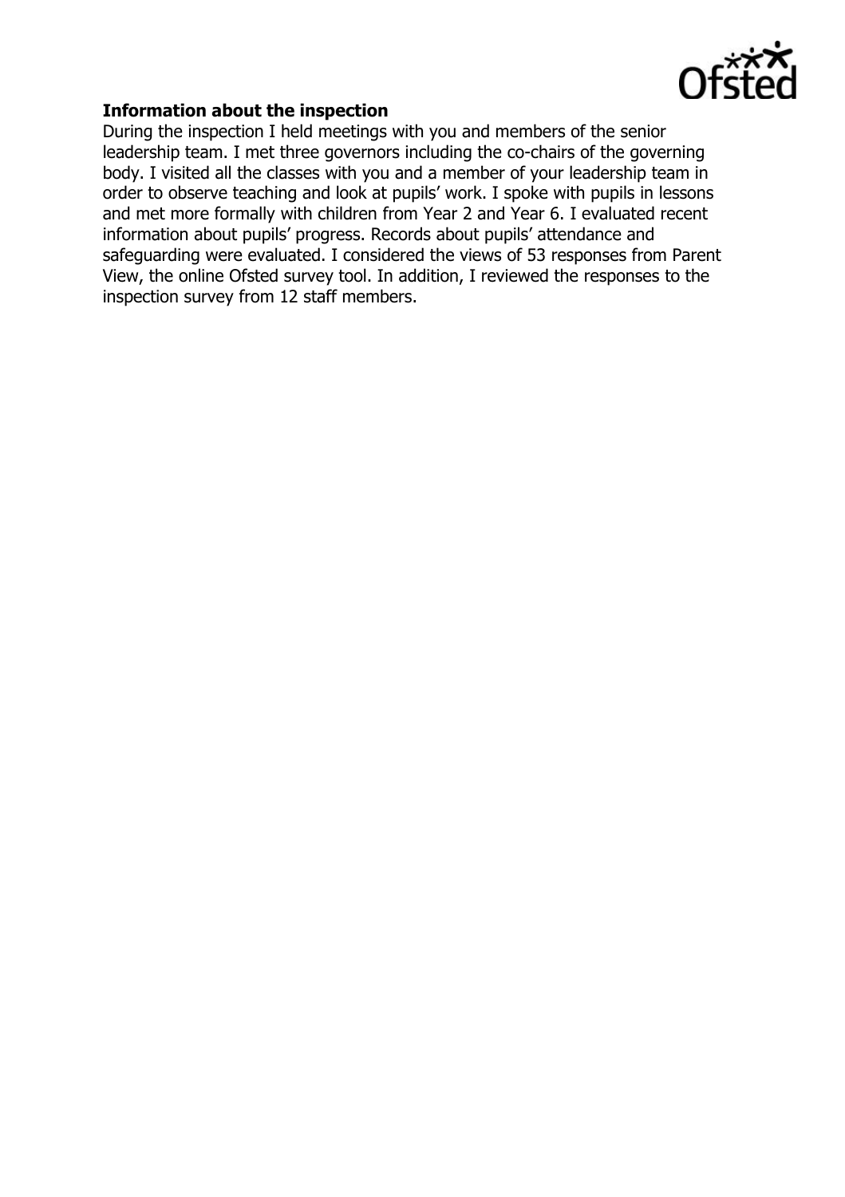**Information about the inspection**

During the inspection I held meetings with you and members of the senior leadership team. I met three governors including the co-chairs of the governing body. I visited all the classes with you and a member of your leadership team in order to observe teaching and look at pupils' work. I spoke with pupils in lessons and met more formally with children from Year 2 and Year 6. I evaluated recent information about pupils' progress. Records about pupils' attendance and safeguarding were evaluated. I considered the views of 53 responses from Parent View, the online Ofsted survey tool. In addition, I reviewed the responses to the inspection survey from 12 staff members.